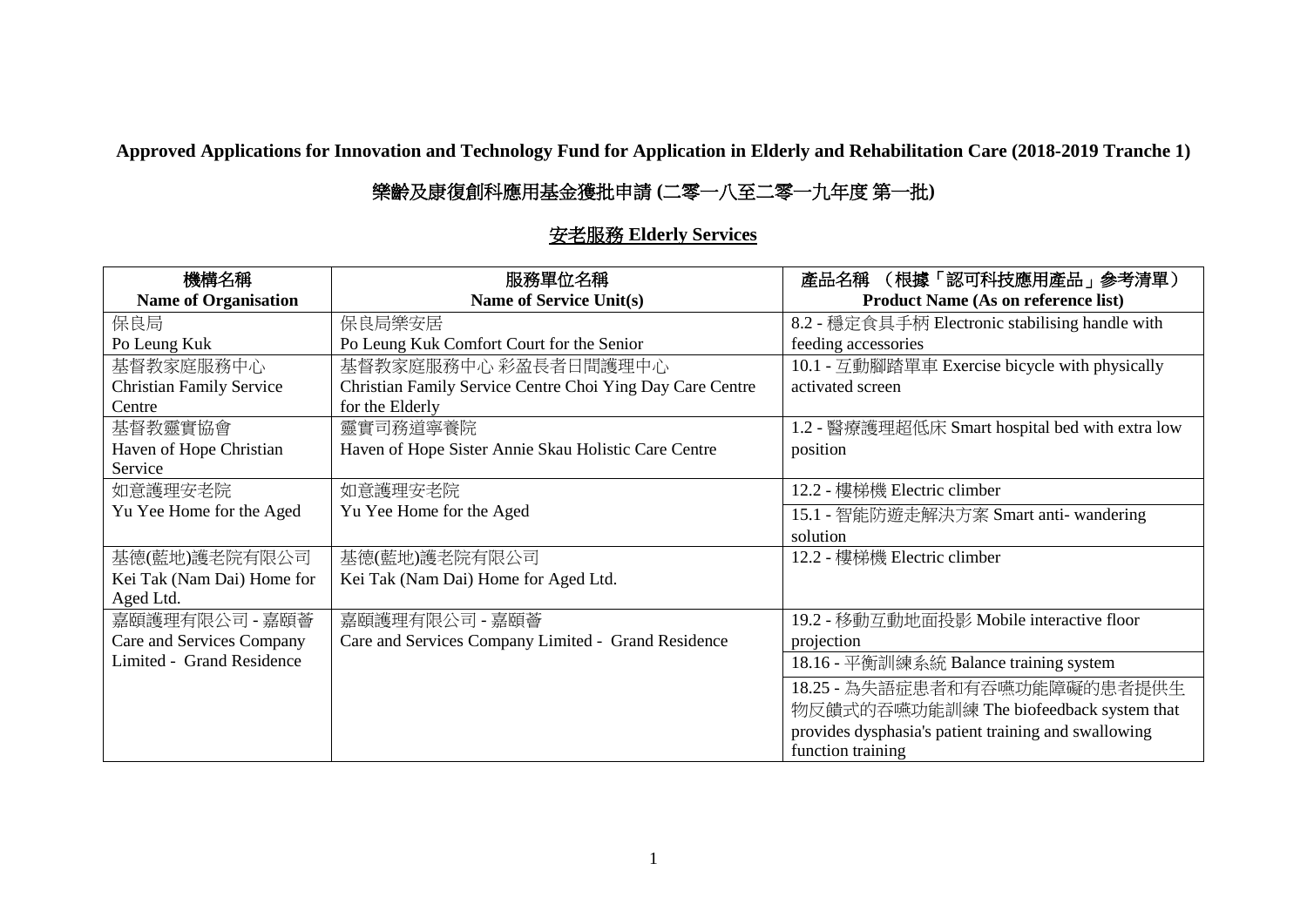**Approved Applications for Innovation and Technology Fund for Application in Elderly and Rehabilitation Care (2018-2019 Tranche 1)**

**樂齡及康復創科應用基金獲批申請 (二零一八至二零一九年度 第一批)**

**安老服務 Elderly Services**

| 機構名稱<br>**Name of Organisation** | 服務單位名稱<br>**Name of Service Unit(s)** | 產品名稱 （根據「認可科技應用產品」參考清單）<br>**Product Name (As on reference list)** |
|---|---|---|
| 保良局<br>Po Leung Kuk | 保良局樂安居<br>Po Leung Kuk Comfort Court for the Senior | 8.2 - 穩定食具手柄 Electronic stabilising handle with feeding accessories |
| 基督教家庭服務中心<br>Christian Family Service Centre | 基督教家庭服務中心 彩盈長者日間護理中心<br>Christian Family Service Centre Choi Ying Day Care Centre for the Elderly | 10.1 - 互動腳踏單車 Exercise bicycle with physically activated screen |
| 基督教靈實協會<br>Haven of Hope Christian Service | 靈實司務道寧養院<br>Haven of Hope Sister Annie Skau Holistic Care Centre | 1.2 - 醫療護理超低床 Smart hospital bed with extra low position |
| 如意護理安老院<br>Yu Yee Home for the Aged | 如意護理安老院<br>Yu Yee Home for the Aged | 12.2 - 樓梯機 Electric climber |
| | | 15.1 - 智能防遊走解決方案 Smart anti- wandering solution |
| 基德(藍地)護老院有限公司<br>Kei Tak (Nam Dai) Home for Aged Ltd. | 基德(藍地)護老院有限公司<br>Kei Tak (Nam Dai) Home for Aged Ltd. | 12.2 - 樓梯機 Electric climber |
| 嘉頤護理有限公司 - 嘉頤薈<br>Care and Services Company Limited - Grand Residence | 嘉頤護理有限公司 - 嘉頤薈<br>Care and Services Company Limited - Grand Residence | 19.2 - 移動互動地面投影 Mobile interactive floor projection |
| | | 18.16 - 平衡訓練系統 Balance training system |
| | | 18.25 - 為失語症患者和有吞嚥功能障礙的患者提供生物反饋式的吞嚥功能訓練 The biofeedback system that provides dysphasia's patient training and swallowing function training |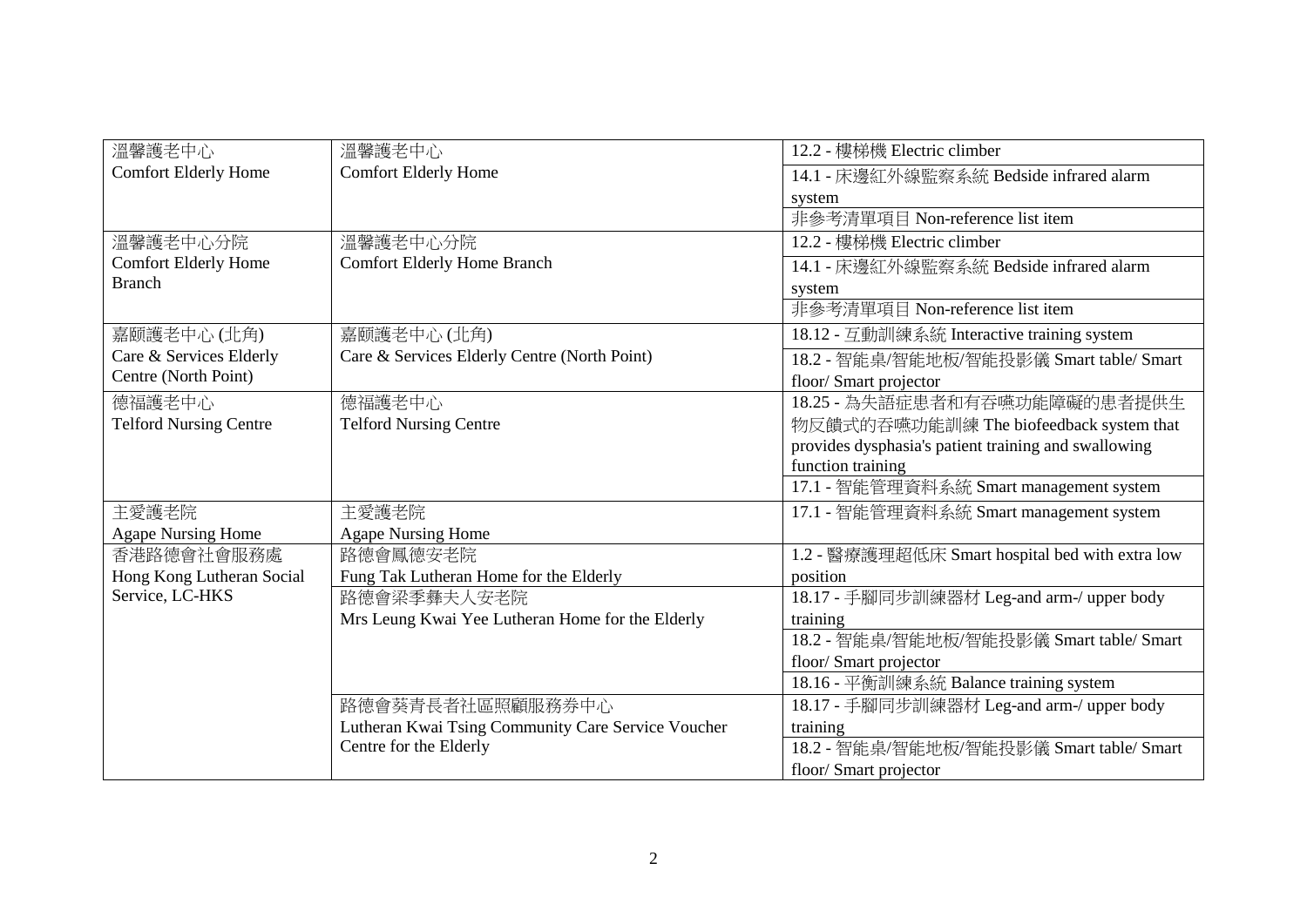| | | |
|---|---|---|
| 溫馨護老中心<br>Comfort Elderly Home | 溫馨護老中心<br>Comfort Elderly Home | 12.2 - 樓梯機 Electric climber |
| | | 14.1 - 床邊紅外線監察系統 Bedside infrared alarm system |
| | | 非參考清單項目 Non-reference list item |
| 溫馨護老中心分院<br>Comfort Elderly Home Branch | 溫馨護老中心分院<br>Comfort Elderly Home Branch | 12.2 - 樓梯機 Electric climber |
| | | 14.1 - 床邊紅外線監察系統 Bedside infrared alarm system |
| | | 非參考清單項目 Non-reference list item |
| 嘉頤護老中心 (北角)<br>Care & Services Elderly Centre (North Point) | 嘉頤護老中心 (北角)<br>Care & Services Elderly Centre (North Point) | 18.12 - 互動訓練系統 Interactive training system |
| | | 18.2 - 智能桌/智能地板/智能投影儀 Smart table/ Smart floor/ Smart projector |
| 德福護老中心<br>Telford Nursing Centre | 德福護老中心<br>Telford Nursing Centre | 18.25 - 為失語症患者和有吞嚥功能障礙的患者提供生物反饋式的吞嚥功能訓練 The biofeedback system that provides dysphasia's patient training and swallowing function training |
| | | 17.1 - 智能管理資料系統 Smart management system |
| 主愛護老院<br>Agape Nursing Home | 主愛護老院<br>Agape Nursing Home | 17.1 - 智能管理資料系統 Smart management system |
| 香港路德會社會服務處<br>Hong Kong Lutheran Social Service, LC-HKS | 路德會鳳德安老院<br>Fung Tak Lutheran Home for the Elderly | 1.2 - 醫療護理超低床 Smart hospital bed with extra low position |
| | 路德會梁季彝夫人安老院<br>Mrs Leung Kwai Yee Lutheran Home for the Elderly | 18.17 - 手腳同步訓練器材 Leg-and arm-/ upper body training |
| | | 18.2 - 智能桌/智能地板/智能投影儀 Smart table/ Smart floor/ Smart projector |
| | | 18.16 - 平衡訓練系統 Balance training system |
| | 路德會葵青長者社區照顧服務券中心<br>Lutheran Kwai Tsing Community Care Service Voucher Centre for the Elderly | 18.17 - 手腳同步訓練器材 Leg-and arm-/ upper body training |
| | | 18.2 - 智能桌/智能地板/智能投影儀 Smart table/ Smart floor/ Smart projector |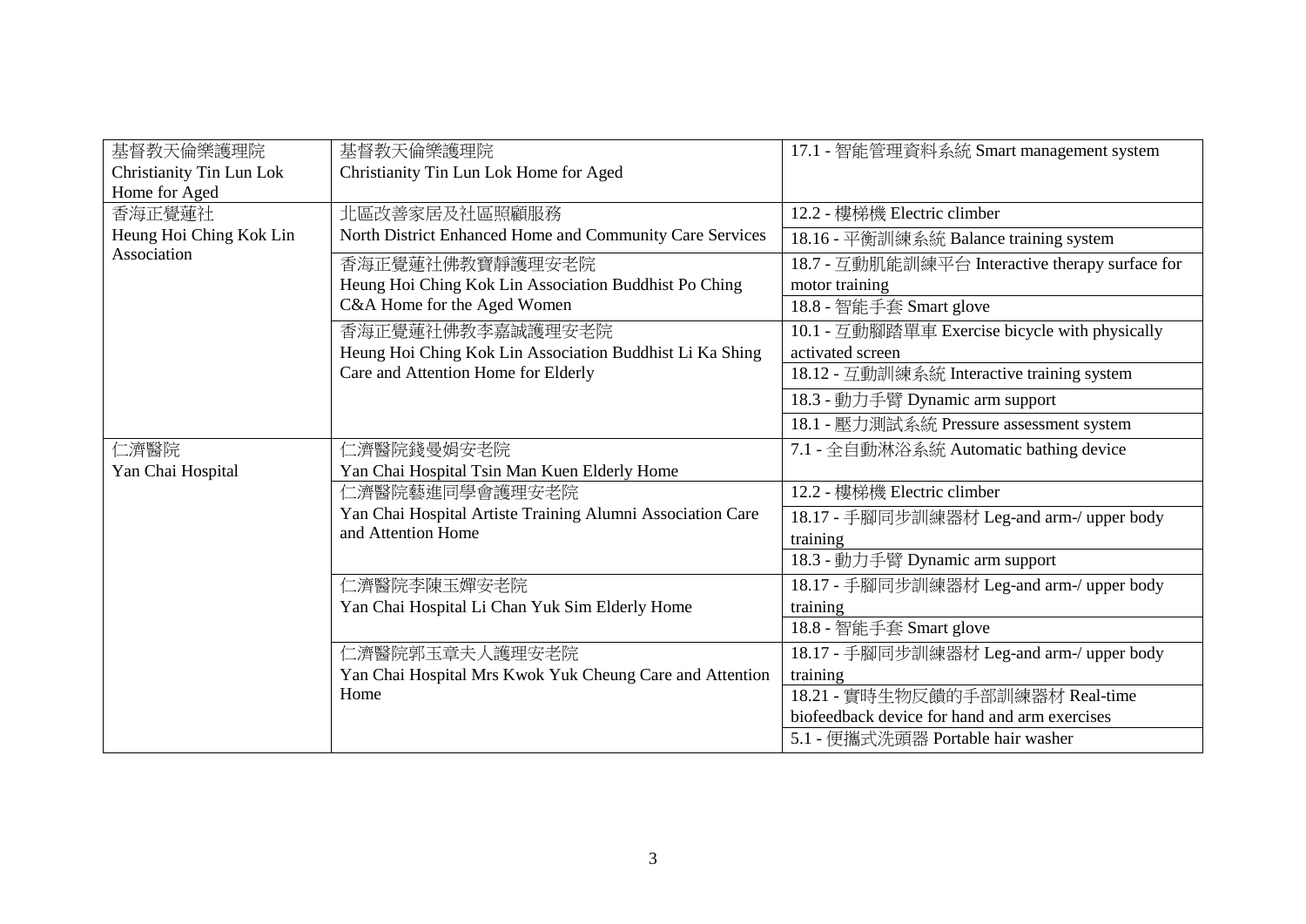| | | |
|---|---|---|
| 基督教天倫樂護理院<br>Christianity Tin Lun Lok Home for Aged | 基督教天倫樂護理院<br>Christianity Tin Lun Lok Home for Aged | 17.1 - 智能管理資料系統 Smart management system |
| 香海正覺蓮社<br>Heung Hoi Ching Kok Lin Association | 北區改善家居及社區照顧服務<br>North District Enhanced Home and Community Care Services | 12.2 - 樓梯機 Electric climber |
| | | 18.16 - 平衡訓練系統 Balance training system |
| | 香海正覺蓮社佛教寶靜護理安老院<br>Heung Hoi Ching Kok Lin Association Buddhist Po Ching C&A Home for the Aged Women | 18.7 - 互動肌能訓練平台 Interactive therapy surface for motor training |
| | | 18.8 - 智能手套 Smart glove |
| | 香海正覺蓮社佛教李嘉誠護理安老院<br>Heung Hoi Ching Kok Lin Association Buddhist Li Ka Shing Care and Attention Home for Elderly | 10.1 - 互動腳踏單車 Exercise bicycle with physically activated screen |
| | | 18.12 - 互動訓練系統 Interactive training system |
| | | 18.3 - 動力手臂 Dynamic arm support |
| | | 18.1 - 壓力測試系統 Pressure assessment system |
| 仁濟醫院<br>Yan Chai Hospital | 仁濟醫院錢曼娟安老院<br>Yan Chai Hospital Tsin Man Kuen Elderly Home | 7.1 - 全自動淋浴系統 Automatic bathing device |
| | 仁濟醫院藝進同學會護理安老院<br>Yan Chai Hospital Artiste Training Alumni Association Care and Attention Home | 12.2 - 樓梯機 Electric climber |
| | | 18.17 - 手腳同步訓練器材 Leg-and arm-/ upper body training |
| | | 18.3 - 動力手臂 Dynamic arm support |
| | 仁濟醫院李陳玉嬋安老院<br>Yan Chai Hospital Li Chan Yuk Sim Elderly Home | 18.17 - 手腳同步訓練器材 Leg-and arm-/ upper body training |
| | | 18.8 - 智能手套 Smart glove |
| | 仁濟醫院郭玉章夫人護理安老院<br>Yan Chai Hospital Mrs Kwok Yuk Cheung Care and Attention Home | 18.17 - 手腳同步訓練器材 Leg-and arm-/ upper body training |
| | | 18.21 - 實時生物反饋的手部訓練器材 Real-time biofeedback device for hand and arm exercises |
| | | 5.1 - 便攜式洗頭器 Portable hair washer |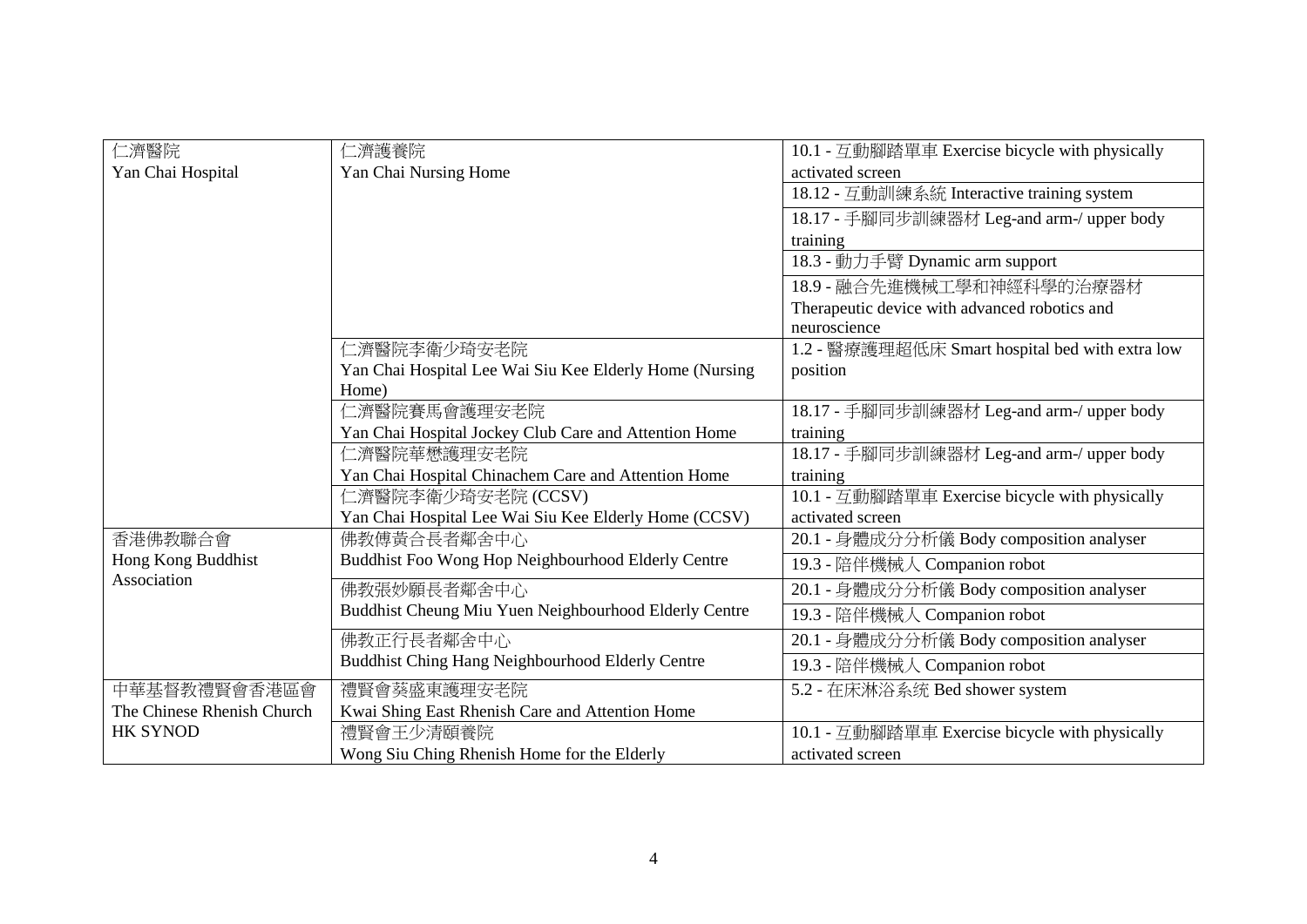| | | |
|---|---|---|
| 仁濟醫院<br>Yan Chai Hospital | 仁濟護養院<br>Yan Chai Nursing Home | 10.1 - 互動腳踏單車 Exercise bicycle with physically activated screen |
| | | 18.12 - 互動訓練系統 Interactive training system |
| | | 18.17 - 手腳同步訓練器材 Leg-and arm-/ upper body training |
| | | 18.3 - 動力手臂 Dynamic arm support |
| | | 18.9 - 融合先進機械工學和神經科學的治療器材 Therapeutic device with advanced robotics and neuroscience |
| | 仁濟醫院李衛少琦安老院<br>Yan Chai Hospital Lee Wai Siu Kee Elderly Home (Nursing Home) | 1.2 - 醫療護理超低床 Smart hospital bed with extra low position |
| | 仁濟醫院賽馬會護理安老院<br>Yan Chai Hospital Jockey Club Care and Attention Home | 18.17 - 手腳同步訓練器材 Leg-and arm-/ upper body training |
| | 仁濟醫院華懋護理安老院<br>Yan Chai Hospital Chinachem Care and Attention Home | 18.17 - 手腳同步訓練器材 Leg-and arm-/ upper body training |
| | 仁濟醫院李衛少琦安老院 (CCSV)<br>Yan Chai Hospital Lee Wai Siu Kee Elderly Home (CCSV) | 10.1 - 互動腳踏單車 Exercise bicycle with physically activated screen |
| 香港佛教聯合會<br>Hong Kong Buddhist Association | 佛教傅黃合長者鄰舍中心<br>Buddhist Foo Wong Hop Neighbourhood Elderly Centre | 20.1 - 身體成分分析儀 Body composition analyser |
| | | 19.3 - 陪伴機械人 Companion robot |
| | 佛教張妙願長者鄰舍中心<br>Buddhist Cheung Miu Yuen Neighbourhood Elderly Centre | 20.1 - 身體成分分析儀 Body composition analyser |
| | | 19.3 - 陪伴機械人 Companion robot |
| | 佛教正行長者鄰舍中心<br>Buddhist Ching Hang Neighbourhood Elderly Centre | 20.1 - 身體成分分析儀 Body composition analyser |
| | | 19.3 - 陪伴機械人 Companion robot |
| 中華基督教禮賢會香港區會<br>The Chinese Rhenish Church HK SYNOD | 禮賢會葵盛東護理安老院<br>Kwai Shing East Rhenish Care and Attention Home | 5.2 - 在床淋浴系统 Bed shower system |
| | 禮賢會王少清頤養院<br>Wong Siu Ching Rhenish Home for the Elderly | 10.1 - 互動腳踏單車 Exercise bicycle with physically activated screen |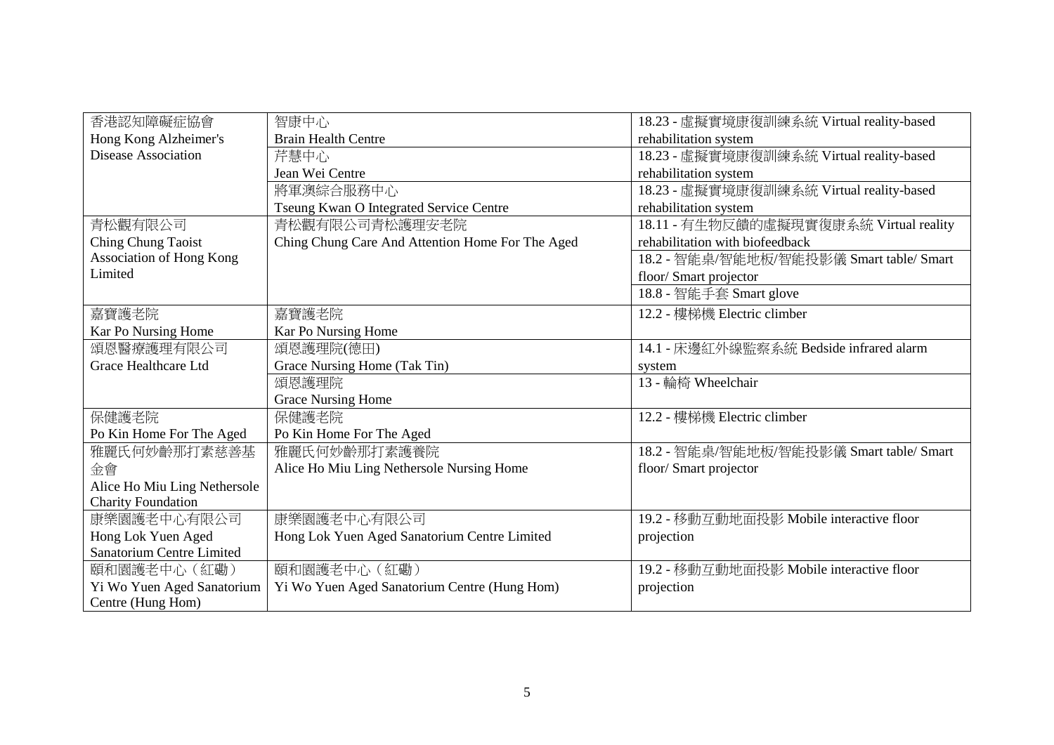| | | |
|---|---|---|
| 香港認知障礙症協會 Hong Kong Alzheimer's Disease Association | 智康中心 Brain Health Centre | 18.23 - 虛擬實境康復訓練系統 Virtual reality-based rehabilitation system |
| | 芹慧中心 Jean Wei Centre | 18.23 - 虛擬實境康復訓練系統 Virtual reality-based rehabilitation system |
| | 將軍澳綜合服務中心 Tseung Kwan O Integrated Service Centre | 18.23 - 虛擬實境康復訓練系統 Virtual reality-based rehabilitation system |
| 青松觀有限公司 Ching Chung Taoist Association of Hong Kong Limited | 青松觀有限公司青松護理安老院 Ching Chung Care And Attention Home For The Aged | 18.11 - 有生物反饋的虛擬現實復康系統 Virtual reality rehabilitation with biofeedback |
| | | 18.2 - 智能桌/智能地板/智能投影儀 Smart table/ Smart floor/ Smart projector |
| | | 18.8 - 智能手套 Smart glove |
| 嘉寶護老院 Kar Po Nursing Home | 嘉寶護老院 Kar Po Nursing Home | 12.2 - 樓梯機 Electric climber |
| 頌恩醫療護理有限公司 Grace Healthcare Ltd | 頌恩護理院(德田) Grace Nursing Home (Tak Tin) | 14.1 - 床邊紅外線監察系統 Bedside infrared alarm system |
| | 頌恩護理院 Grace Nursing Home | 13 - 輪椅 Wheelchair |
| 保健護老院 Po Kin Home For The Aged | 保健護老院 Po Kin Home For The Aged | 12.2 - 樓梯機 Electric climber |
| 雅麗氏何妙齡那打素慈善基金會 Alice Ho Miu Ling Nethersole Charity Foundation | 雅麗氏何妙齡那打素護養院 Alice Ho Miu Ling Nethersole Nursing Home | 18.2 - 智能桌/智能地板/智能投影儀 Smart table/ Smart floor/ Smart projector |
| 康樂園護老中心有限公司 Hong Lok Yuen Aged Sanatorium Centre Limited | 康樂園護老中心有限公司 Hong Lok Yuen Aged Sanatorium Centre Limited | 19.2 - 移動互動地面投影 Mobile interactive floor projection |
| 頤和園護老中心（紅磡） Yi Wo Yuen Aged Sanatorium Centre (Hung Hom) | 頤和園護老中心（紅磡） Yi Wo Yuen Aged Sanatorium Centre (Hung Hom) | 19.2 - 移動互動地面投影 Mobile interactive floor projection |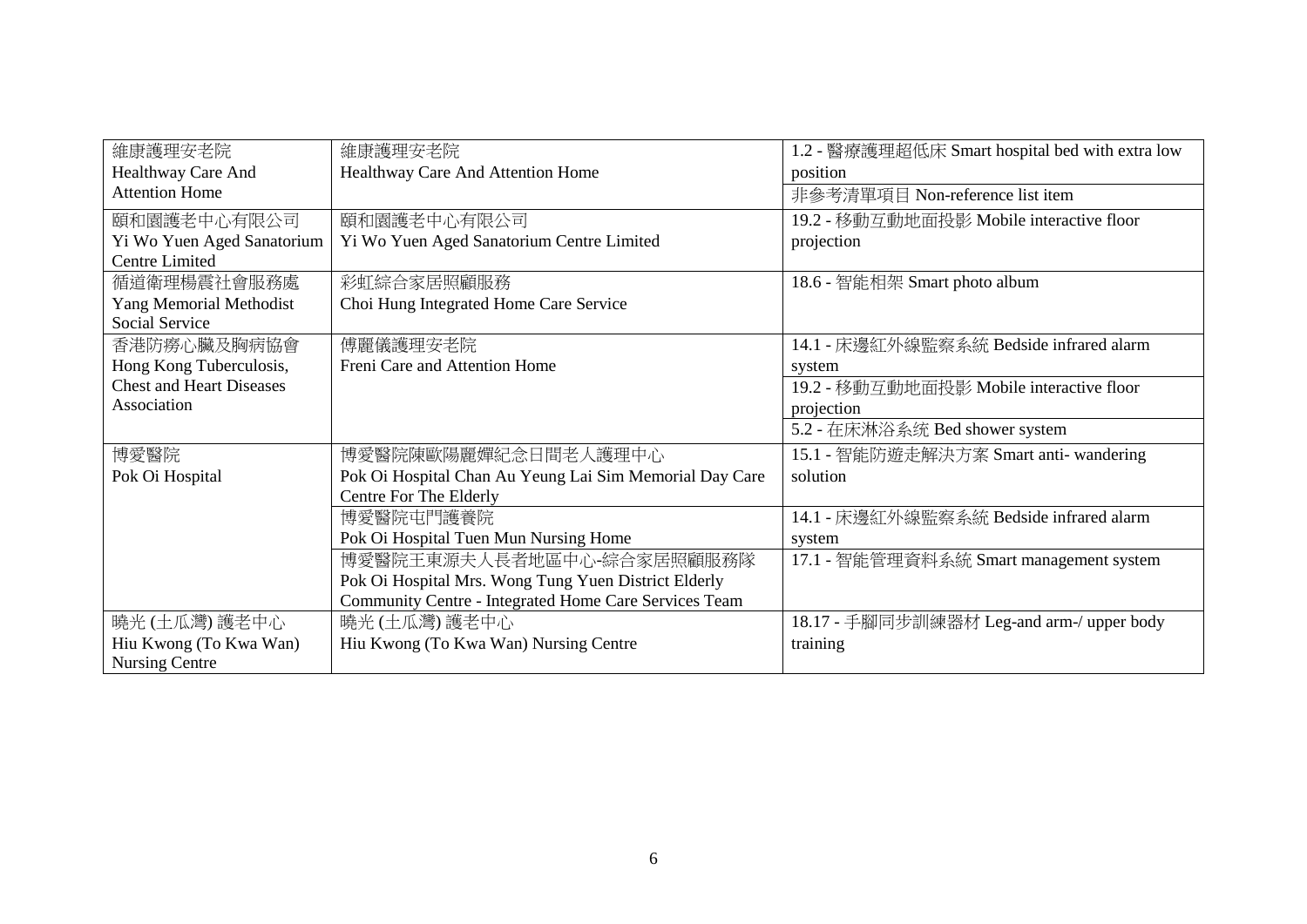| | | |
|---|---|---|
| 維康護理安老院 Healthway Care And Attention Home | 維康護理安老院 Healthway Care And Attention Home | 1.2 - 醫療護理超低床 Smart hospital bed with extra low position |
| | | 非參考清單項目 Non-reference list item |
| 頤和園護老中心有限公司 Yi Wo Yuen Aged Sanatorium Centre Limited | 頤和園護老中心有限公司 Yi Wo Yuen Aged Sanatorium Centre Limited | 19.2 - 移動互動地面投影 Mobile interactive floor projection |
| 循道衛理楊震社會服務處 Yang Memorial Methodist Social Service | 彩虹綜合家居照顧服務 Choi Hung Integrated Home Care Service | 18.6 - 智能相架 Smart photo album |
| 香港防癆心臟及胸病協會 Hong Kong Tuberculosis, Chest and Heart Diseases Association | 傅麗儀護理安老院 Freni Care and Attention Home | 14.1 - 床邊紅外線監察系統 Bedside infrared alarm system |
| | | 19.2 - 移動互動地面投影 Mobile interactive floor projection |
| | | 5.2 - 在床淋浴系统 Bed shower system |
| 博愛醫院 Pok Oi Hospital | 博愛醫院陳歐陽麗嬋紀念日間老人護理中心 Pok Oi Hospital Chan Au Yeung Lai Sim Memorial Day Care Centre For The Elderly | 15.1 - 智能防遊走解決方案 Smart anti- wandering solution |
| | 博愛醫院屯門護養院 Pok Oi Hospital Tuen Mun Nursing Home | 14.1 - 床邊紅外線監察系統 Bedside infrared alarm system |
| | 博愛醫院王東源夫人長者地區中心-綜合家居照顧服務隊 Pok Oi Hospital Mrs. Wong Tung Yuen District Elderly Community Centre - Integrated Home Care Services Team | 17.1 - 智能管理資料系統 Smart management system |
| 曉光 (土瓜灣) 護老中心 Hiu Kwong (To Kwa Wan) Nursing Centre | 曉光 (土瓜灣) 護老中心 Hiu Kwong (To Kwa Wan) Nursing Centre | 18.17 - 手腳同步訓練器材 Leg-and arm-/ upper body training |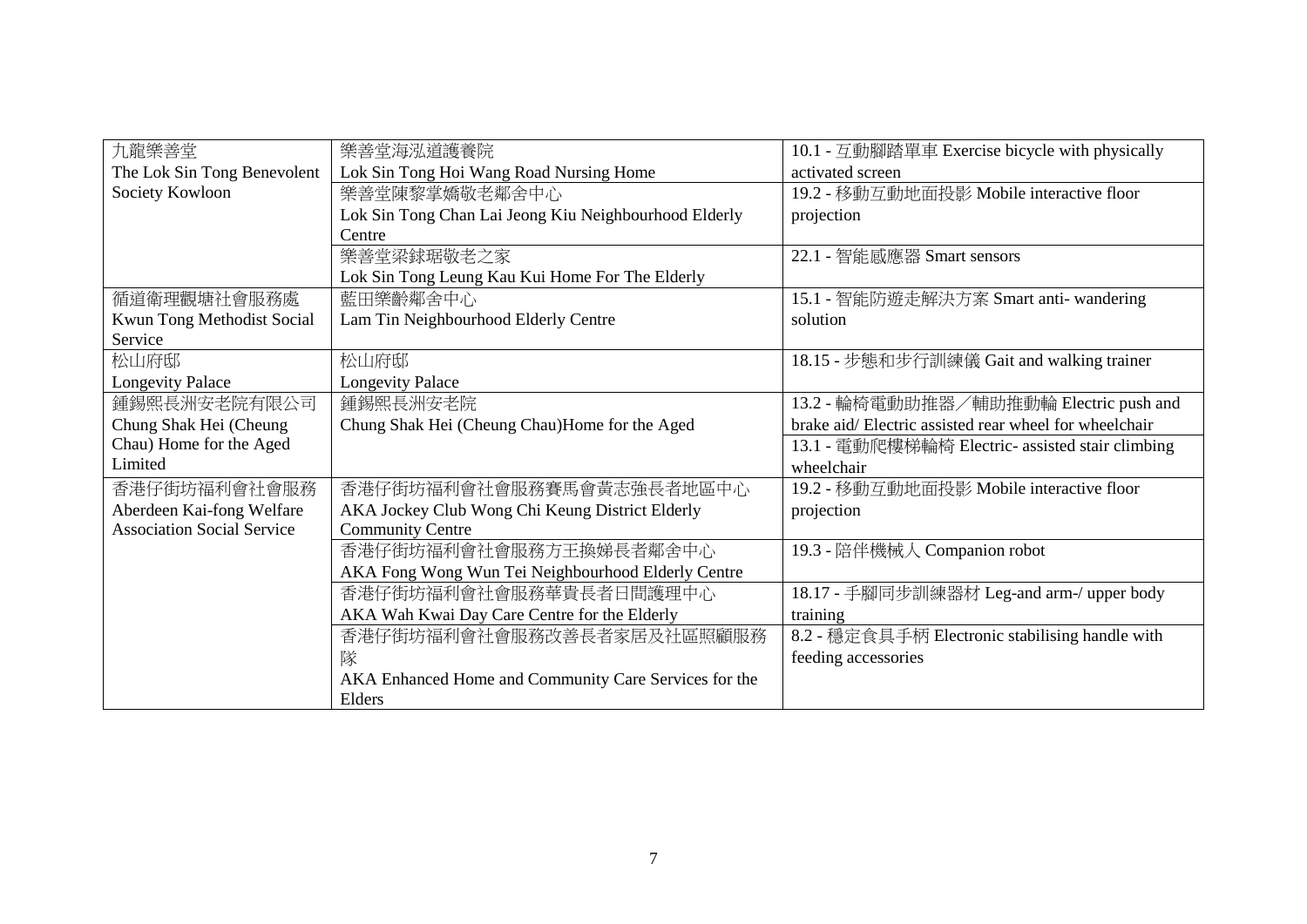| | | |
|---|---|---|
| 九龍樂善堂<br>The Lok Sin Tong Benevolent Society Kowloon | 樂善堂海泓道護養院<br>Lok Sin Tong Hoi Wang Road Nursing Home | 10.1 - 互動腳踏單車 Exercise bicycle with physically activated screen |
| | 樂善堂陳黎掌嬌敬老鄰舍中心<br>Lok Sin Tong Chan Lai Jeong Kiu Neighbourhood Elderly Centre | 19.2 - 移動互動地面投影 Mobile interactive floor projection |
| | 樂善堂梁銶琚敬老之家<br>Lok Sin Tong Leung Kau Kui Home For The Elderly | 22.1 - 智能感應器 Smart sensors |
| 循道衛理觀塘社會服務處<br>Kwun Tong Methodist Social Service | 藍田樂齡鄰舍中心<br>Lam Tin Neighbourhood Elderly Centre | 15.1 - 智能防遊走解決方案 Smart anti- wandering solution |
| 松山府邸<br>Longevity Palace | 松山府邸<br>Longevity Palace | 18.15 - 步態和步行訓練儀 Gait and walking trainer |
| 鍾錫熙長洲安老院有限公司<br>Chung Shak Hei (Cheung Chau) Home for the Aged Limited | 鍾錫熙長洲安老院<br>Chung Shak Hei (Cheung Chau)Home for the Aged | 13.2 - 輪椅電動助推器／輔助推動輪 Electric push and brake aid/ Electric assisted rear wheel for wheelchair<br>13.1 - 電動爬樓梯輪椅 Electric- assisted stair climbing wheelchair |
| 香港仔街坊福利會社會服務<br>Aberdeen Kai-fong Welfare Association Social Service | 香港仔街坊福利會社會服務賽馬會黃志強長者地區中心<br>AKA Jockey Club Wong Chi Keung District Elderly Community Centre | 19.2 - 移動互動地面投影 Mobile interactive floor projection |
| | 香港仔街坊福利會社會服務方王換娣長者鄰舍中心<br>AKA Fong Wong Wun Tei Neighbourhood Elderly Centre | 19.3 - 陪伴機械人 Companion robot |
| | 香港仔街坊福利會社會服務華貴長者日間護理中心<br>AKA Wah Kwai Day Care Centre for the Elderly | 18.17 - 手腳同步訓練器材 Leg-and arm-/ upper body training |
| | 香港仔街坊福利會社會服務改善長者家居及社區照顧服務隊<br>AKA Enhanced Home and Community Care Services for the Elders | 8.2 - 穩定食具手柄 Electronic stabilising handle with feeding accessories |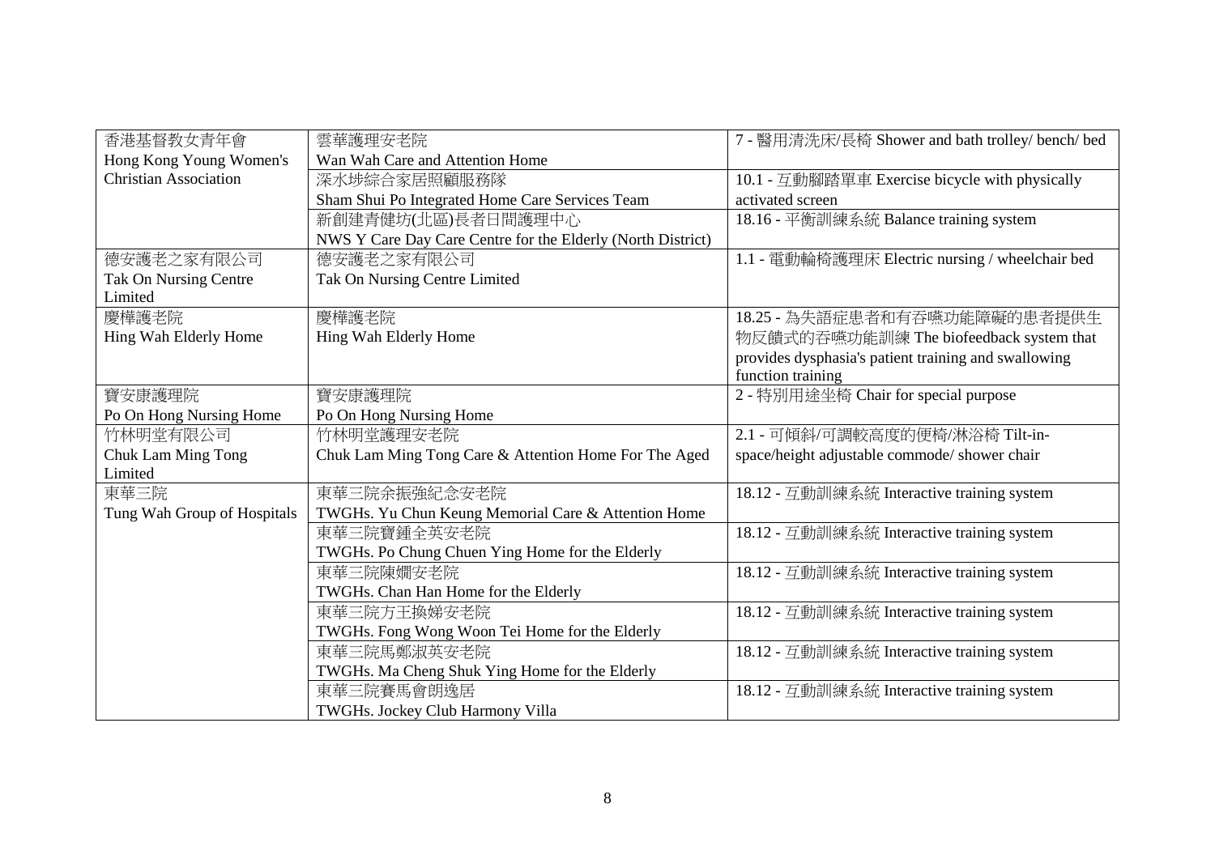| | | |
|---|---|---|
| 香港基督教女青年會<br>Hong Kong Young Women's Christian Association | 雲華護理安老院<br>Wan Wah Care and Attention Home | 7 - 醫用清洗床/長椅 Shower and bath trolley/ bench/ bed |
| | 深水埗綜合家居照顧服務隊<br>Sham Shui Po Integrated Home Care Services Team | 10.1 - 互動腳踏單車 Exercise bicycle with physically activated screen |
| | 新創建青健坊(北區)長者日間護理中心<br>NWS Y Care Day Care Centre for the Elderly (North District) | 18.16 - 平衡訓練系統 Balance training system |
| 德安護老之家有限公司<br>Tak On Nursing Centre Limited | 德安護老之家有限公司<br>Tak On Nursing Centre Limited | 1.1 - 電動輪椅護理床 Electric nursing / wheelchair bed |
| 慶樺護老院<br>Hing Wah Elderly Home | 慶樺護老院<br>Hing Wah Elderly Home | 18.25 - 為失語症患者和有吞嚥功能障礙的患者提供生物反饋式的吞嚥功能訓練 The biofeedback system that provides dysphasia's patient training and swallowing function training |
| 寶安康護理院<br>Po On Hong Nursing Home | 寶安康護理院<br>Po On Hong Nursing Home | 2 - 特別用途坐椅 Chair for special purpose |
| 竹林明堂有限公司<br>Chuk Lam Ming Tong Limited | 竹林明堂護理安老院<br>Chuk Lam Ming Tong Care & Attention Home For The Aged | 2.1 - 可傾斜/可調較高度的便椅/淋浴椅 Tilt-in-space/height adjustable commode/ shower chair |
| 東華三院<br>Tung Wah Group of Hospitals | 東華三院余振強紀念安老院<br>TWGHs. Yu Chun Keung Memorial Care & Attention Home | 18.12 - 互動訓練系統 Interactive training system |
| | 東華三院寶鍾全英安老院<br>TWGHs. Po Chung Chuen Ying Home for the Elderly | 18.12 - 互動訓練系統 Interactive training system |
| | 東華三院陳嫺安老院<br>TWGHs. Chan Han Home for the Elderly | 18.12 - 互動訓練系統 Interactive training system |
| | 東華三院方王換娣安老院<br>TWGHs. Fong Wong Woon Tei Home for the Elderly | 18.12 - 互動訓練系統 Interactive training system |
| | 東華三院馬鄭淑英安老院<br>TWGHs. Ma Cheng Shuk Ying Home for the Elderly | 18.12 - 互動訓練系統 Interactive training system |
| | 東華三院賽馬會朗逸居<br>TWGHs. Jockey Club Harmony Villa | 18.12 - 互動訓練系統 Interactive training system |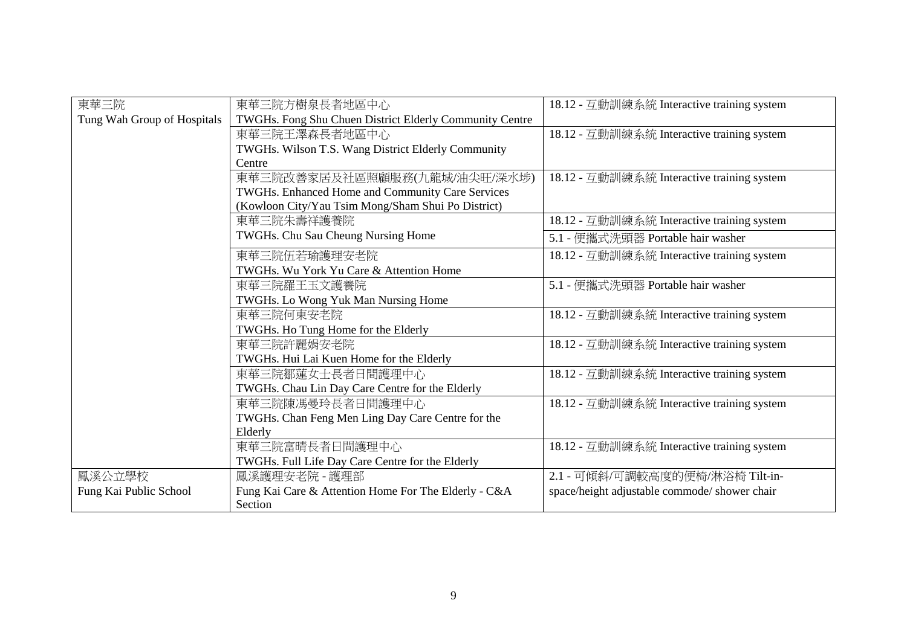| 東華三院<br>Tung Wah Group of Hospitals | 東華三院方樹泉長者地區中心<br>TWGHs. Fong Shu Chuen District Elderly Community Centre | 18.12 - 互動訓練系統 Interactive training system |
|---|---|---|
| | 東華三院王澤森長者地區中心<br>TWGHs. Wilson T.S. Wang District Elderly Community Centre | 18.12 - 互動訓練系統 Interactive training system |
| | 東華三院改善家居及社區照顧服務(九龍城/油尖旺/深水埗)<br>TWGHs. Enhanced Home and Community Care Services (Kowloon City/Yau Tsim Mong/Sham Shui Po District) | 18.12 - 互動訓練系統 Interactive training system |
| | 東華三院朱壽祥護養院<br>TWGHs. Chu Sau Cheung Nursing Home | 18.12 - 互動訓練系統 Interactive training system |
| | | 5.1 - 便攜式洗頭器 Portable hair washer |
| | 東華三院伍若瑜護理安老院<br>TWGHs. Wu York Yu Care & Attention Home | 18.12 - 互動訓練系統 Interactive training system |
| | 東華三院羅王玉文護養院<br>TWGHs. Lo Wong Yuk Man Nursing Home | 5.1 - 便攜式洗頭器 Portable hair washer |
| | 東華三院何東安老院<br>TWGHs. Ho Tung Home for the Elderly | 18.12 - 互動訓練系統 Interactive training system |
| | 東華三院許麗娟安老院<br>TWGHs. Hui Lai Kuen Home for the Elderly | 18.12 - 互動訓練系統 Interactive training system |
| | 東華三院鄒蓮女士長者日間護理中心<br>TWGHs. Chau Lin Day Care Centre for the Elderly | 18.12 - 互動訓練系統 Interactive training system |
| | 東華三院陳馮曼玲長者日間護理中心<br>TWGHs. Chan Feng Men Ling Day Care Centre for the Elderly | 18.12 - 互動訓練系統 Interactive training system |
| | 東華三院富晴長者日間護理中心<br>TWGHs. Full Life Day Care Centre for the Elderly | 18.12 - 互動訓練系統 Interactive training system |
| 鳳溪公立學校<br>Fung Kai Public School | 鳳溪護理安老院 - 護理部<br>Fung Kai Care & Attention Home For The Elderly - C&A Section | 2.1 - 可傾斜/可調較高度的便椅/淋浴椅 Tilt-in-space/height adjustable commode/ shower chair |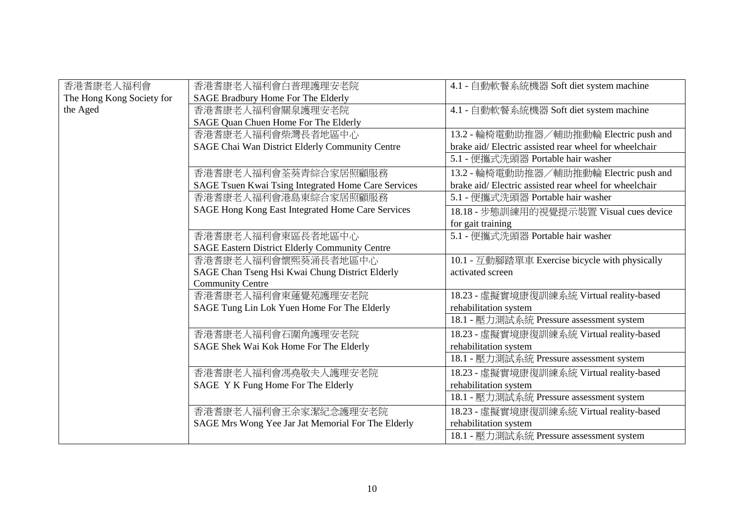| | | |
|---|---|---|
| 香港耆康老人福利會<br>The Hong Kong Society for the Aged | 香港耆康老人福利會白普理護理安老院<br>SAGE Bradbury Home For The Elderly | 4.1 - 自動軟餐系統機器 Soft diet system machine |
| | 香港耆康老人福利會關泉護理安老院<br>SAGE Quan Chuen Home For The Elderly | 4.1 - 自動軟餐系統機器 Soft diet system machine |
| | 香港耆康老人福利會柴灣長者地區中心<br>SAGE Chai Wan District Elderly Community Centre | 13.2 - 輪椅電動助推器／輔助推動輪 Electric push and brake aid/ Electric assisted rear wheel for wheelchair |
| | | 5.1 - 便攜式洗頭器 Portable hair washer |
| | 香港耆康老人福利會荃葵青綜合家居照顧服務<br>SAGE Tsuen Kwai Tsing Integrated Home Care Services | 13.2 - 輪椅電動助推器／輔助推動輪 Electric push and brake aid/ Electric assisted rear wheel for wheelchair |
| | 香港耆康老人福利會港島東綜合家居照顧服務<br>SAGE Hong Kong East Integrated Home Care Services | 5.1 - 便攜式洗頭器 Portable hair washer |
| | | 18.18 - 步態訓練用的視覺提示裝置 Visual cues device for gait training |
| | 香港耆康老人福利會東區長者地區中心<br>SAGE Eastern District Elderly Community Centre | 5.1 - 便攜式洗頭器 Portable hair washer |
| | 香港耆康老人福利會懷熙葵涌長者地區中心<br>SAGE Chan Tseng Hsi Kwai Chung District Elderly Community Centre | 10.1 - 互動腳踏單車 Exercise bicycle with physically activated screen |
| | 香港耆康老人福利會東蓮覺苑護理安老院<br>SAGE Tung Lin Lok Yuen Home For The Elderly | 18.23 - 虛擬實境康復訓練系統 Virtual reality-based rehabilitation system |
| | | 18.1 - 壓力測試系統 Pressure assessment system |
| | 香港耆康老人福利會石圍角護理安老院<br>SAGE Shek Wai Kok Home For The Elderly | 18.23 - 虛擬實境康復訓練系統 Virtual reality-based rehabilitation system |
| | | 18.1 - 壓力測試系統 Pressure assessment system |
| | 香港耆康老人福利會馮堯敬夫人護理安老院<br>SAGE Y K Fung Home For The Elderly | 18.23 - 虛擬實境康復訓練系統 Virtual reality-based rehabilitation system |
| | | 18.1 - 壓力測試系統 Pressure assessment system |
| | 香港耆康老人福利會王余家潔紀念護理安老院<br>SAGE Mrs Wong Yee Jar Jat Memorial For The Elderly | 18.23 - 虛擬實境康復訓練系統 Virtual reality-based rehabilitation system |
| | | 18.1 - 壓力測試系統 Pressure assessment system |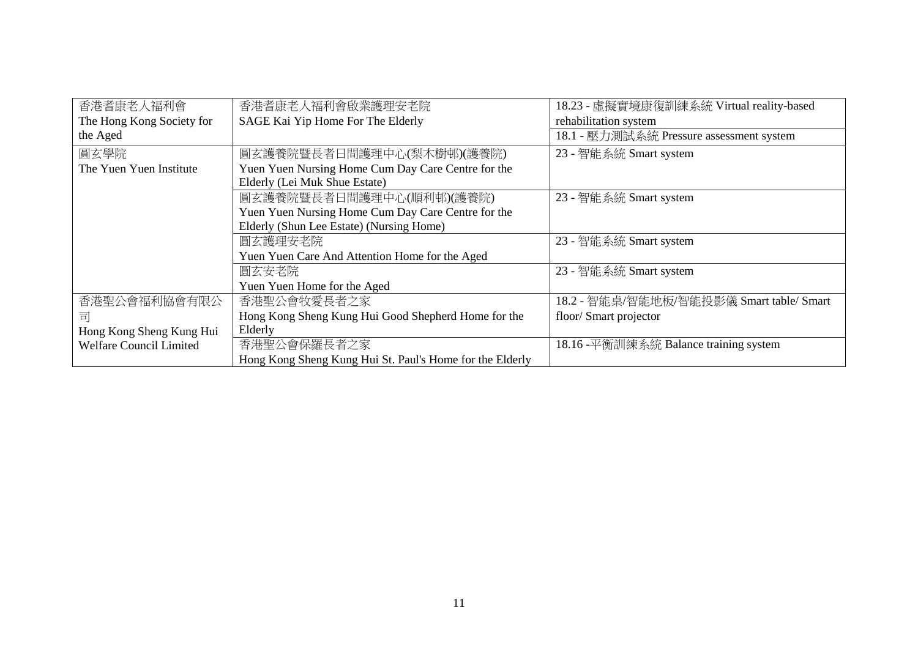| | | |
|---|---|---|
| 香港耆康老人福利會<br>The Hong Kong Society for the Aged | 香港耆康老人福利會啟業護理安老院<br>SAGE Kai Yip Home For The Elderly | 18.23 - 虛擬實境康復訓練系統 Virtual reality-based rehabilitation system<br>18.1 - 壓力測試系統 Pressure assessment system |
| 圓玄學院<br>The Yuen Yuen Institute | 圓玄護養院暨長者日間護理中心(梨木樹邨)(護養院)<br>Yuen Yuen Nursing Home Cum Day Care Centre for the Elderly (Lei Muk Shue Estate) | 23 - 智能系統 Smart system |
| | 圓玄護養院暨長者日間護理中心(順利邨)(護養院)<br>Yuen Yuen Nursing Home Cum Day Care Centre for the Elderly (Shun Lee Estate) (Nursing Home) | 23 - 智能系統 Smart system |
| | 圓玄護理安老院<br>Yuen Yuen Care And Attention Home for the Aged | 23 - 智能系統 Smart system |
| | 圓玄安老院<br>Yuen Yuen Home for the Aged | 23 - 智能系統 Smart system |
| 香港聖公會福利協會有限公司<br>Hong Kong Sheng Kung Hui Welfare Council Limited | 香港聖公會牧愛長者之家<br>Hong Kong Sheng Kung Hui Good Shepherd Home for the Elderly | 18.2 - 智能桌/智能地板/智能投影儀 Smart table/ Smart floor/ Smart projector |
| | 香港聖公會保羅長者之家<br>Hong Kong Sheng Kung Hui St. Paul's Home for the Elderly | 18.16 -平衡訓練系統 Balance training system |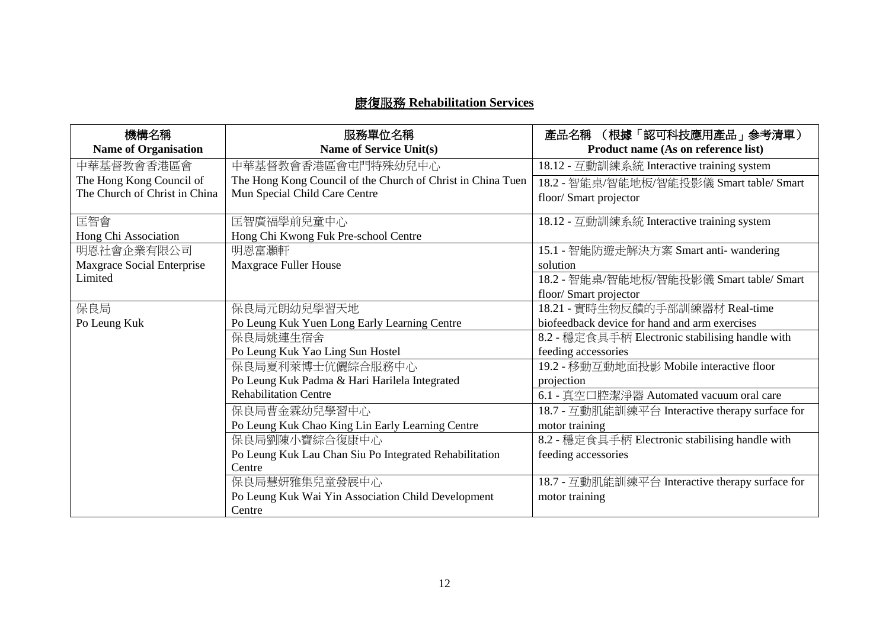## 康復服務 Rehabilitation Services

| 機構名稱<br>Name of Organisation | 服務單位名稱<br>Name of Service Unit(s) | 產品名稱 （根據「認可科技應用產品」參考清單）<br>Product name (As on reference list) |
|---|---|---|
| 中華基督教會香港區會<br>The Hong Kong Council of The Church of Christ in China | 中華基督教會香港區會屯門特殊幼兒中心<br>The Hong Kong Council of the Church of Christ in China Tuen Mun Special Child Care Centre | 18.12 - 互動訓練系統 Interactive training system |
| | | 18.2 - 智能桌/智能地板/智能投影儀 Smart table/ Smart floor/ Smart projector |
| 匡智會<br>Hong Chi Association | 匡智廣福學前兒童中心<br>Hong Chi Kwong Fuk Pre-school Centre | 18.12 - 互動訓練系統 Interactive training system |
| 明恩社會企業有限公司<br>Maxgrace Social Enterprise Limited | 明恩富灝軒<br>Maxgrace Fuller House | 15.1 - 智能防遊走解決方案 Smart anti- wandering solution |
| | | 18.2 - 智能桌/智能地板/智能投影儀 Smart table/ Smart floor/ Smart projector |
| 保良局<br>Po Leung Kuk | 保良局元朗幼兒學習天地<br>Po Leung Kuk Yuen Long Early Learning Centre | 18.21 - 實時生物反饋的手部訓練器材 Real-time biofeedback device for hand and arm exercises |
| | 保良局姚連生宿舍<br>Po Leung Kuk Yao Ling Sun Hostel | 8.2 - 穩定食具手柄 Electronic stabilising handle with feeding accessories |
| | 保良局夏利萊博士伉儷綜合服務中心<br>Po Leung Kuk Padma & Hari Harilela Integrated Rehabilitation Centre | 19.2 - 移動互動地面投影 Mobile interactive floor projection |
| | | 6.1 - 真空口腔潔淨器 Automated vacuum oral care |
| | 保良局曹金霖幼兒學習中心<br>Po Leung Kuk Chao King Lin Early Learning Centre | 18.7 - 互動肌能訓練平台 Interactive therapy surface for motor training |
| | 保良局劉陳小寶綜合復康中心<br>Po Leung Kuk Lau Chan Siu Po Integrated Rehabilitation Centre | 8.2 - 穩定食具手柄 Electronic stabilising handle with feeding accessories |
| | 保良局慧妍雅集兒童發展中心<br>Po Leung Kuk Wai Yin Association Child Development Centre | 18.7 - 互動肌能訓練平台 Interactive therapy surface for motor training |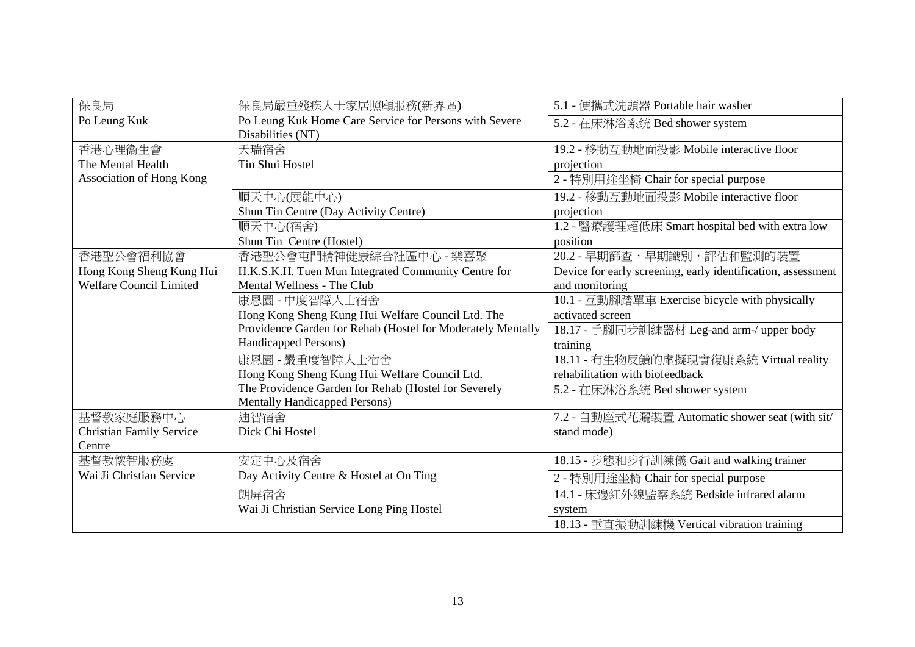| | | |
|---|---|---|
| 保良局<br>Po Leung Kuk | 保良局嚴重殘疾人士家居照顧服務(新界區)<br>Po Leung Kuk Home Care Service for Persons with Severe Disabilities (NT) | 5.1 - 便攜式洗頭器 Portable hair washer |
| | | 5.2 - 在床淋浴系統 Bed shower system |
| 香港心理衞生會<br>The Mental Health Association of Hong Kong | 天瑞宿舍<br>Tin Shui Hostel | 19.2 - 移動互動地面投影 Mobile interactive floor projection |
| | | 2 - 特別用途坐椅 Chair for special purpose |
| | 順天中心(展能中心)<br>Shun Tin Centre (Day Activity Centre) | 19.2 - 移動互動地面投影 Mobile interactive floor projection |
| | 順天中心(宿舍)<br>Shun Tin Centre (Hostel) | 1.2 - 醫療護理超低床 Smart hospital bed with extra low position |
| 香港聖公會福利協會<br>Hong Kong Sheng Kung Hui Welfare Council Limited | 香港聖公會屯門精神健康綜合社區中心 - 樂喜聚<br>H.K.S.K.H. Tuen Mun Integrated Community Centre for Mental Wellness - The Club | 20.2 - 早期篩查，早期識別，評估和監測的裝置<br>Device for early screening, early identification, assessment and monitoring |
| | 康恩園 - 中度智障人士宿舍<br>Hong Kong Sheng Kung Hui Welfare Council Ltd. The Providence Garden for Rehab (Hostel for Moderately Mentally Handicapped Persons) | 10.1 - 互動腳踏單車 Exercise bicycle with physically activated screen |
| | | 18.17 - 手腳同步訓練器材 Leg-and arm-/ upper body training |
| | 康恩園 - 嚴重度智障人士宿舍<br>Hong Kong Sheng Kung Hui Welfare Council Ltd. The Providence Garden for Rehab (Hostel for Severely Mentally Handicapped Persons) | 18.11 - 有生物反饋的虛擬現實復康系統 Virtual reality rehabilitation with biofeedback |
| | | 5.2 - 在床淋浴系統 Bed shower system |
| 基督教家庭服務中心<br>Christian Family Service Centre | 迪智宿舍<br>Dick Chi Hostel | 7.2 - 自動座式花灑裝置 Automatic shower seat (with sit/ stand mode) |
| 基督教懷智服務處<br>Wai Ji Christian Service | 安定中心及宿舍<br>Day Activity Centre & Hostel at On Ting | 18.15 - 步態和步行訓練儀 Gait and walking trainer |
| | | 2 - 特別用途坐椅 Chair for special purpose |
| | 朗屏宿舍<br>Wai Ji Christian Service Long Ping Hostel | 14.1 - 床邊紅外線監察系統 Bedside infrared alarm system |
| | | 18.13 - 垂直振動訓練機 Vertical vibration training |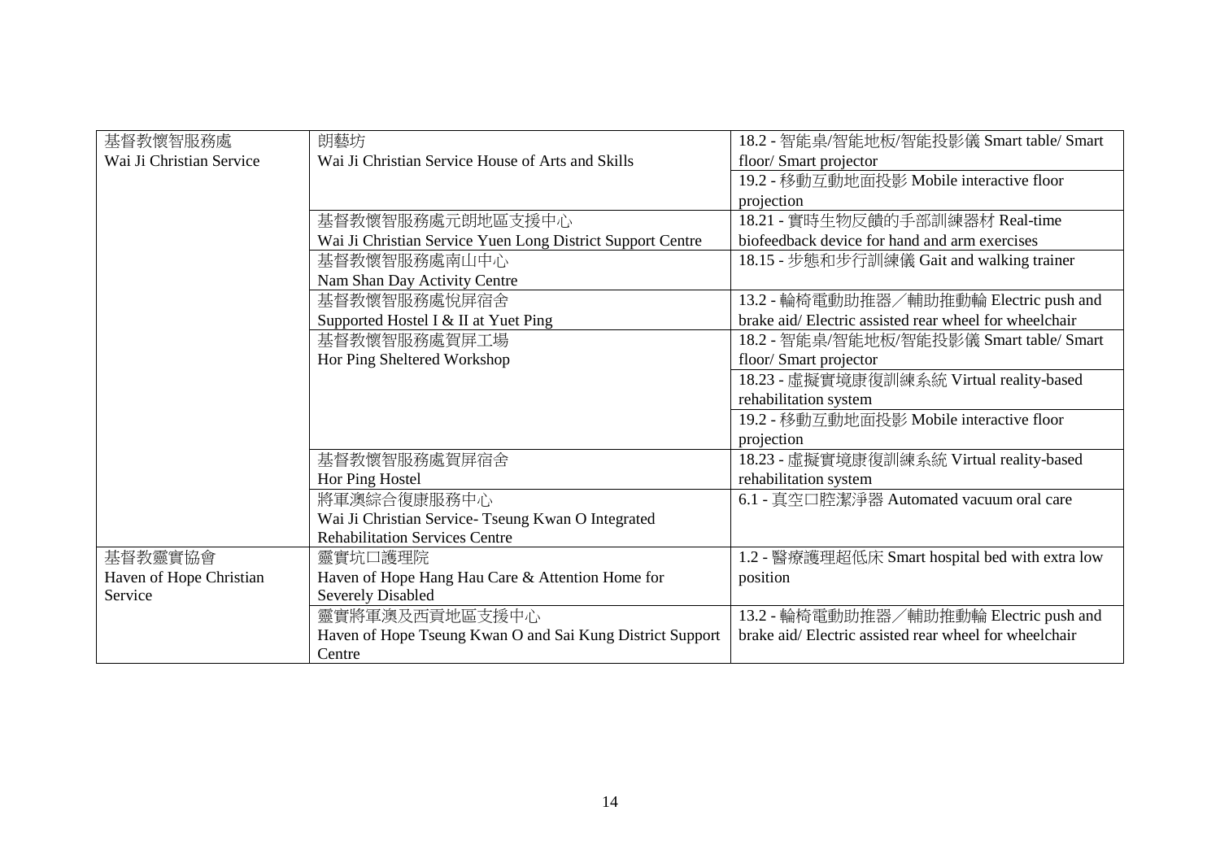| | | |
|---|---|---|
| 基督教懷智服務處<br>Wai Ji Christian Service | 朗藝坊<br>Wai Ji Christian Service House of Arts and Skills | 18.2 - 智能桌/智能地板/智能投影儀 Smart table/ Smart floor/ Smart projector |
| | | 19.2 - 移動互動地面投影 Mobile interactive floor projection |
| | 基督教懷智服務處元朗地區支援中心<br>Wai Ji Christian Service Yuen Long District Support Centre | 18.21 - 實時生物反饋的手部訓練器材 Real-time biofeedback device for hand and arm exercises |
| | 基督教懷智服務處南山中心<br>Nam Shan Day Activity Centre | 18.15 - 步態和步行訓練儀 Gait and walking trainer |
| | 基督教懷智服務處悅屏宿舍<br>Supported Hostel I & II at Yuet Ping | 13.2 - 輪椅電動助推器／輔助推動輪 Electric push and brake aid/ Electric assisted rear wheel for wheelchair |
| | 基督教懷智服務處賀屏工場<br>Hor Ping Sheltered Workshop | 18.2 - 智能桌/智能地板/智能投影儀 Smart table/ Smart floor/ Smart projector |
| | | 18.23 - 虛擬實境康復訓練系統 Virtual reality-based rehabilitation system |
| | | 19.2 - 移動互動地面投影 Mobile interactive floor projection |
| | 基督教懷智服務處賀屏宿舍<br>Hor Ping Hostel | 18.23 - 虛擬實境康復訓練系統 Virtual reality-based rehabilitation system |
| | 將軍澳綜合復康服務中心<br>Wai Ji Christian Service- Tseung Kwan O Integrated Rehabilitation Services Centre | 6.1 - 真空口腔潔淨器 Automated vacuum oral care |
| 基督教靈實協會<br>Haven of Hope Christian Service | 靈實坑口護理院<br>Haven of Hope Hang Hau Care & Attention Home for Severely Disabled | 1.2 - 醫療護理超低床 Smart hospital bed with extra low position |
| | 靈實將軍澳及西貢地區支援中心<br>Haven of Hope Tseung Kwan O and Sai Kung District Support Centre | 13.2 - 輪椅電動助推器／輔助推動輪 Electric push and brake aid/ Electric assisted rear wheel for wheelchair |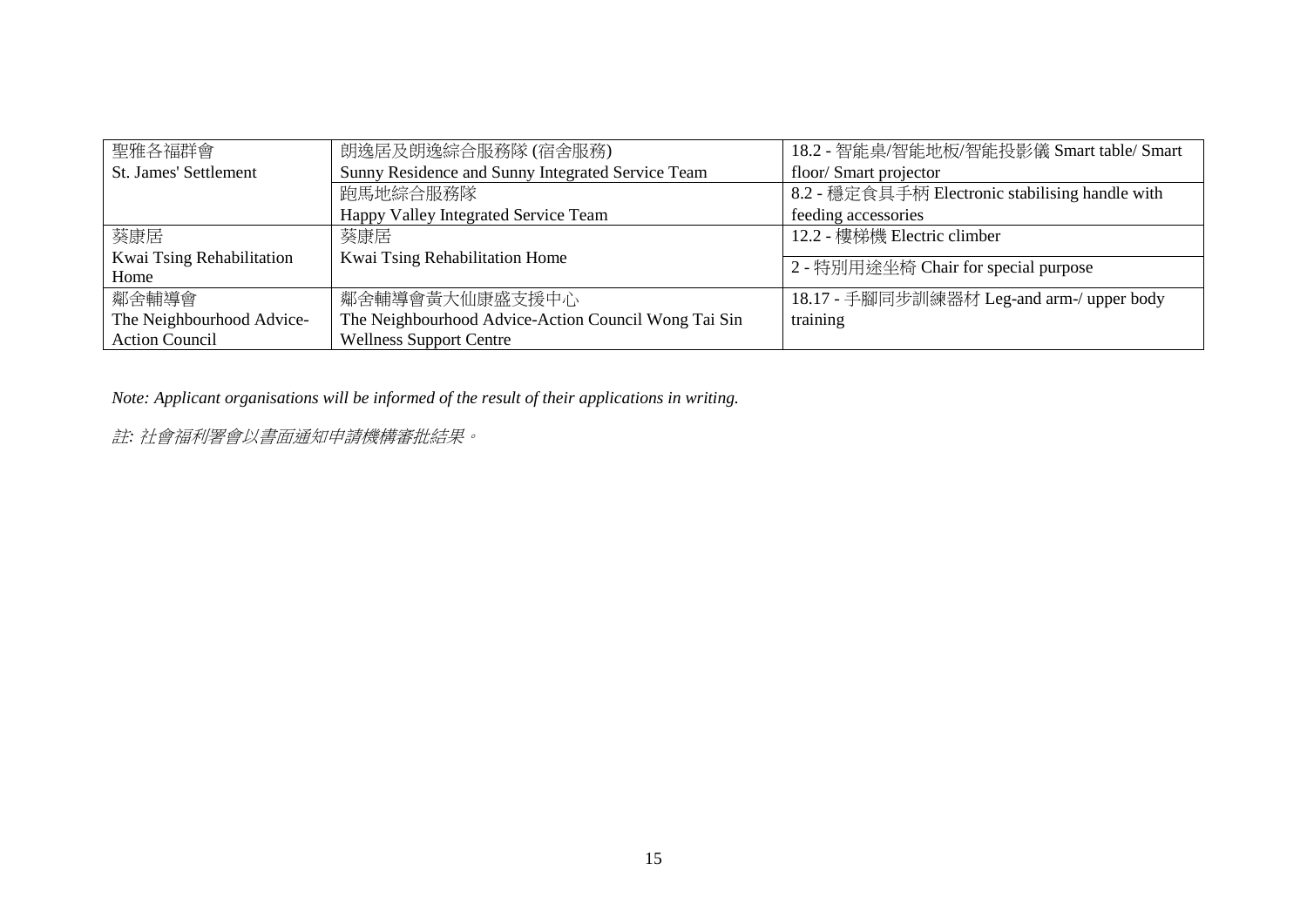| | | |
|---|---|---|
| 聖雅各福群會<br>St. James' Settlement | 朗逸居及朗逸綜合服務隊 (宿舍服務)<br>Sunny Residence and Sunny Integrated Service Team | 18.2 - 智能桌/智能地板/智能投影儀 Smart table/ Smart floor/ Smart projector |
| | 跑馬地綜合服務隊<br>Happy Valley Integrated Service Team | 8.2 - 穩定食具手柄 Electronic stabilising handle with feeding accessories |
| 葵康居<br>Kwai Tsing Rehabilitation Home | 葵康居<br>Kwai Tsing Rehabilitation Home | 12.2 - 樓梯機 Electric climber |
| | | 2 - 特別用途坐椅 Chair for special purpose |
| 鄰舍輔導會<br>The Neighbourhood Advice-Action Council | 鄰舍輔導會黃大仙康盛支援中心<br>The Neighbourhood Advice-Action Council Wong Tai Sin Wellness Support Centre | 18.17 - 手腳同步訓練器材 Leg-and arm-/ upper body training |

*Note: Applicant organisations will be informed of the result of their applications in writing.*

*註: 社會福利署會以書面通知申請機構審批結果。*